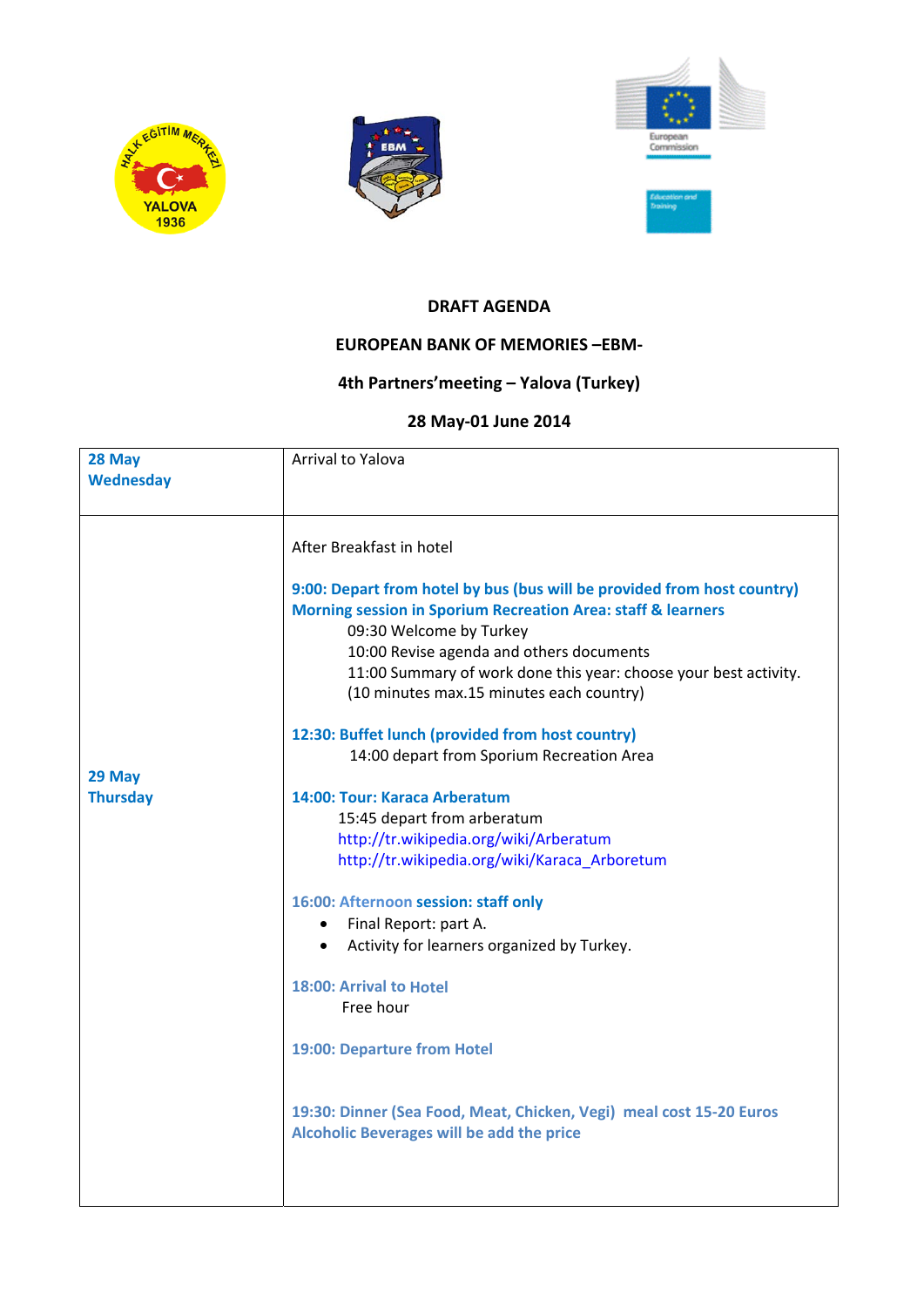**DRAFT AGENDA**

**EUROPEAN BANK OF MEMORIES –EBM-**

**4th Partners'meeting – Yalova (Turkey)**

**28 May-01 June 2014**

| | |
|---|---|
| **28 May Wednesday** | Arrival to Yalova |
| **29 May Thursday** | After Breakfast in hotel<br><br>**9:00: Depart from hotel by bus (bus will be provided from host country)**<br>**Morning session in Sporium Recreation Area: staff & learners**<br>09:30 Welcome by Turkey<br>10:00 Revise agenda and others documents<br>11:00 Summary of work done this year: choose your best activity. (10 minutes max.15 minutes each country)<br><br>**12:30: Buffet lunch (provided from host country)**<br>14:00 depart from Sporium Recreation Area<br><br>**14:00: Tour: Karaca Arberatum**<br>15:45 depart from arberatum<br>http://tr.wikipedia.org/wiki/Arberatum<br>http://tr.wikipedia.org/wiki/Karaca_Arboretum<br><br>**16:00: Afternoon session: staff only**<br>• Final Report: part A.<br>• Activity for learners organized by Turkey.<br><br>**18:00: Arrival to Hotel**<br>Free hour<br><br>**19:00: Departure from Hotel**<br><br>**19:30: Dinner (Sea Food, Meat, Chicken, Vegi) meal cost 15-20 Euros Alcoholic Beverages will be add the price** |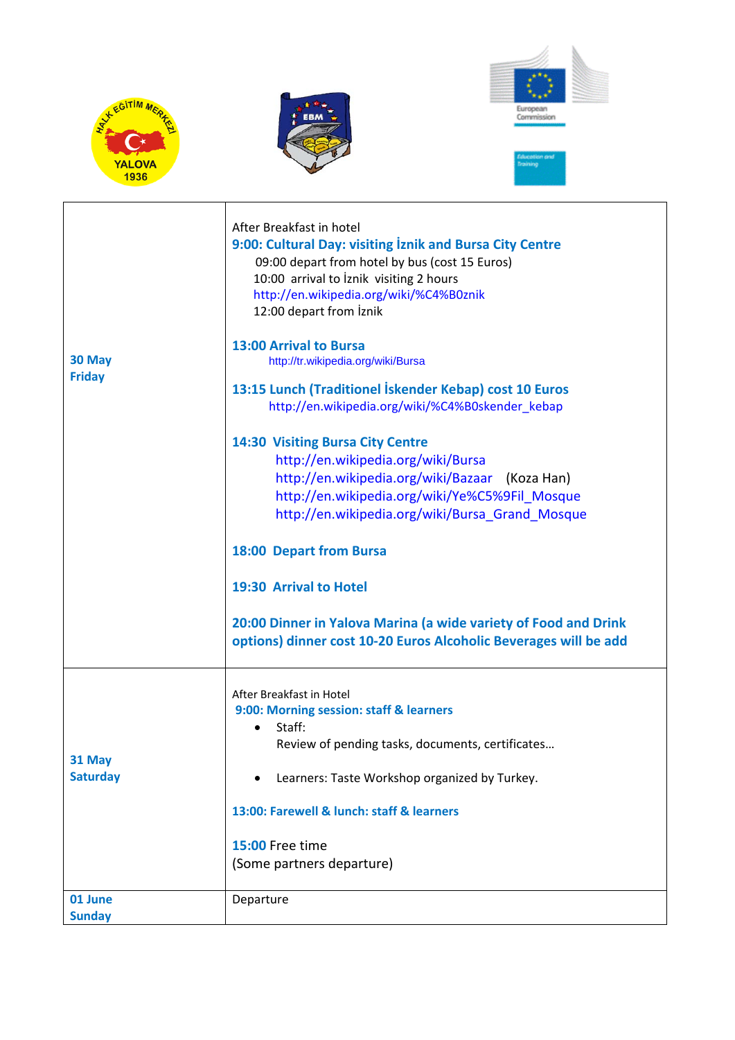| | |
|---|---|
| **30 May**<br>**Friday** | After Breakfast in hotel<br>**9:00: Cultural Day: visiting İznik and Bursa City Centre**<br>09:00 depart from hotel by bus (cost 15 Euros)<br>10:00 arrival to İznik visiting 2 hours<br>http://en.wikipedia.org/wiki/%C4%B0znik<br>12:00 depart from İznik<br><br>**13:00 Arrival to Bursa**<br>http://tr.wikipedia.org/wiki/Bursa<br><br>**13:15 Lunch (Traditionel İskender Kebap) cost 10 Euros**<br>http://en.wikipedia.org/wiki/%C4%B0skender_kebap<br><br>**14:30 Visiting Bursa City Centre**<br>http://en.wikipedia.org/wiki/Bursa<br>http://en.wikipedia.org/wiki/Bazaar (Koza Han)<br>http://en.wikipedia.org/wiki/Ye%C5%9Fil_Mosque<br>http://en.wikipedia.org/wiki/Bursa_Grand_Mosque<br><br>**18:00 Depart from Bursa**<br><br>**19:30 Arrival to Hotel**<br><br>**20:00 Dinner in Yalova Marina (a wide variety of Food and Drink options) dinner cost 10-20 Euros Alcoholic Beverages will be add** |
| **31 May**<br>**Saturday** | After Breakfast in Hotel<br>**9:00: Morning session: staff & learners**<br>• Staff:<br>Review of pending tasks, documents, certificates…<br><br>• Learners: Taste Workshop organized by Turkey.<br><br>**13:00: Farewell & lunch: staff & learners**<br><br>**15:00** Free time<br>(Some partners departure) |
| **01 June**<br>**Sunday** | Departure |